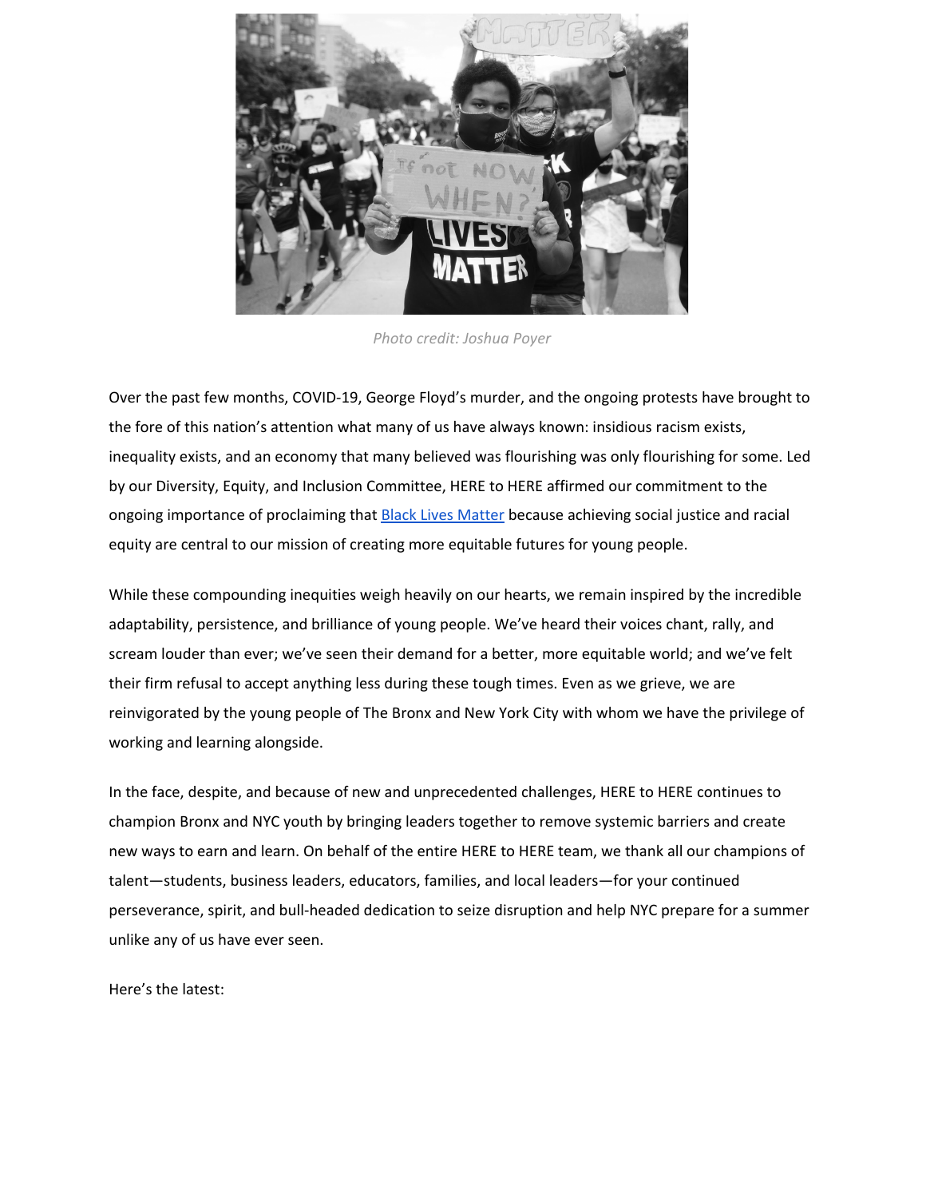*Photo credit: Joshua Poyer*

Over the past few months, COVID-19, George Floyd's murder, and the ongoing protests have brought to the fore of this nation's attention what many of us have always known: insidious racism exists, inequality exists, and an economy that many believed was flourishing was only flourishing for some. Led by our Diversity, Equity, and Inclusion Committee, HERE to HERE affirmed our commitment to the ongoing importance of proclaiming that [Black Lives Matter] because achieving social justice and racial equity are central to our mission of creating more equitable futures for young people.

While these compounding inequities weigh heavily on our hearts, we remain inspired by the incredible adaptability, persistence, and brilliance of young people. We've heard their voices chant, rally, and scream louder than ever; we've seen their demand for a better, more equitable world; and we've felt their firm refusal to accept anything less during these tough times. Even as we grieve, we are reinvigorated by the young people of The Bronx and New York City with whom we have the privilege of working and learning alongside.

In the face, despite, and because of new and unprecedented challenges, HERE to HERE continues to champion Bronx and NYC youth by bringing leaders together to remove systemic barriers and create new ways to earn and learn. On behalf of the entire HERE to HERE team, we thank all our champions of talent—students, business leaders, educators, families, and local leaders—for your continued perseverance, spirit, and bull-headed dedication to seize disruption and help NYC prepare for a summer unlike any of us have ever seen.

Here's the latest: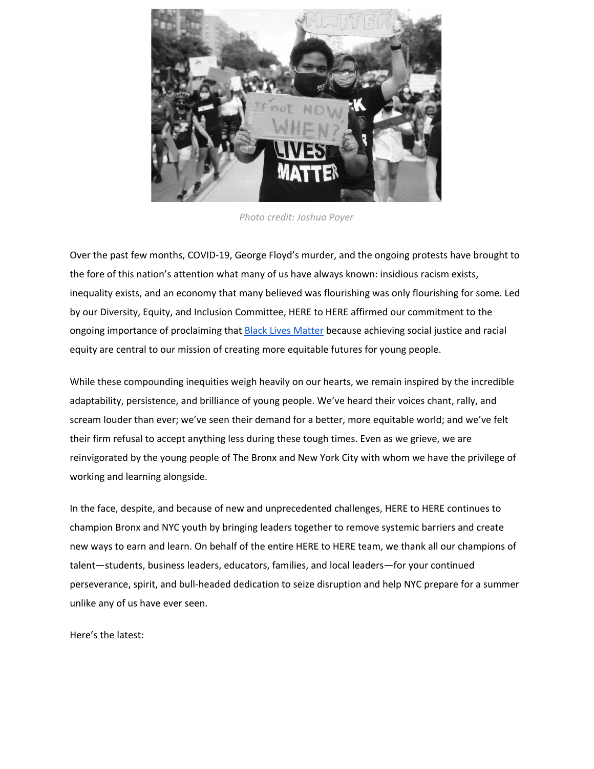*Photo credit: Joshua Poyer*

Over the past few months, COVID-19, George Floyd's murder, and the ongoing protests have brought to the fore of this nation's attention what many of us have always known: insidious racism exists, inequality exists, and an economy that many believed was flourishing was only flourishing for some. Led by our Diversity, Equity, and Inclusion Committee, HERE to HERE affirmed our commitment to the ongoing importance of proclaiming that [Black Lives Matter]() because achieving social justice and racial equity are central to our mission of creating more equitable futures for young people.

While these compounding inequities weigh heavily on our hearts, we remain inspired by the incredible adaptability, persistence, and brilliance of young people. We've heard their voices chant, rally, and scream louder than ever; we've seen their demand for a better, more equitable world; and we've felt their firm refusal to accept anything less during these tough times. Even as we grieve, we are reinvigorated by the young people of The Bronx and New York City with whom we have the privilege of working and learning alongside.

In the face, despite, and because of new and unprecedented challenges, HERE to HERE continues to champion Bronx and NYC youth by bringing leaders together to remove systemic barriers and create new ways to earn and learn. On behalf of the entire HERE to HERE team, we thank all our champions of talent—students, business leaders, educators, families, and local leaders—for your continued perseverance, spirit, and bull-headed dedication to seize disruption and help NYC prepare for a summer unlike any of us have ever seen.

Here's the latest: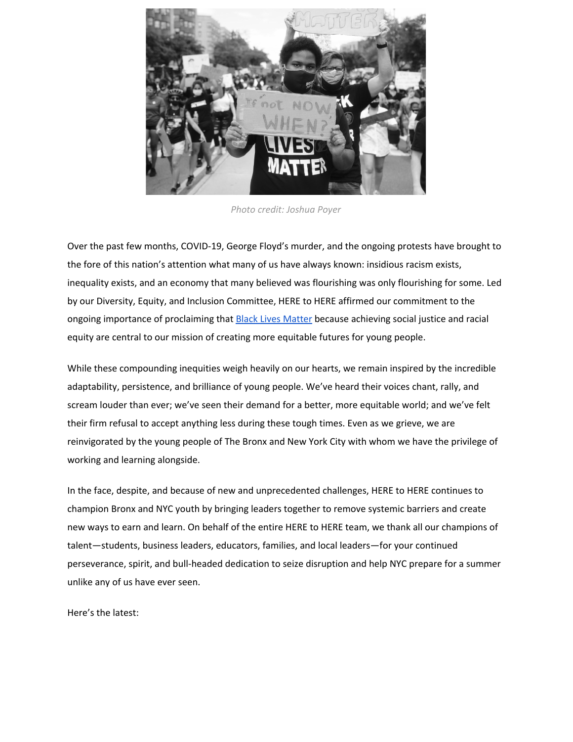*Photo credit: Joshua Poyer*

Over the past few months, COVID-19, George Floyd's murder, and the ongoing protests have brought to the fore of this nation's attention what many of us have always known: insidious racism exists, inequality exists, and an economy that many believed was flourishing was only flourishing for some. Led by our Diversity, Equity, and Inclusion Committee, HERE to HERE affirmed our commitment to the ongoing importance of proclaiming that Black Lives Matter because achieving social justice and racial equity are central to our mission of creating more equitable futures for young people.

While these compounding inequities weigh heavily on our hearts, we remain inspired by the incredible adaptability, persistence, and brilliance of young people. We've heard their voices chant, rally, and scream louder than ever; we've seen their demand for a better, more equitable world; and we've felt their firm refusal to accept anything less during these tough times. Even as we grieve, we are reinvigorated by the young people of The Bronx and New York City with whom we have the privilege of working and learning alongside.

In the face, despite, and because of new and unprecedented challenges, HERE to HERE continues to champion Bronx and NYC youth by bringing leaders together to remove systemic barriers and create new ways to earn and learn. On behalf of the entire HERE to HERE team, we thank all our champions of talent—students, business leaders, educators, families, and local leaders—for your continued perseverance, spirit, and bull-headed dedication to seize disruption and help NYC prepare for a summer unlike any of us have ever seen.

Here's the latest: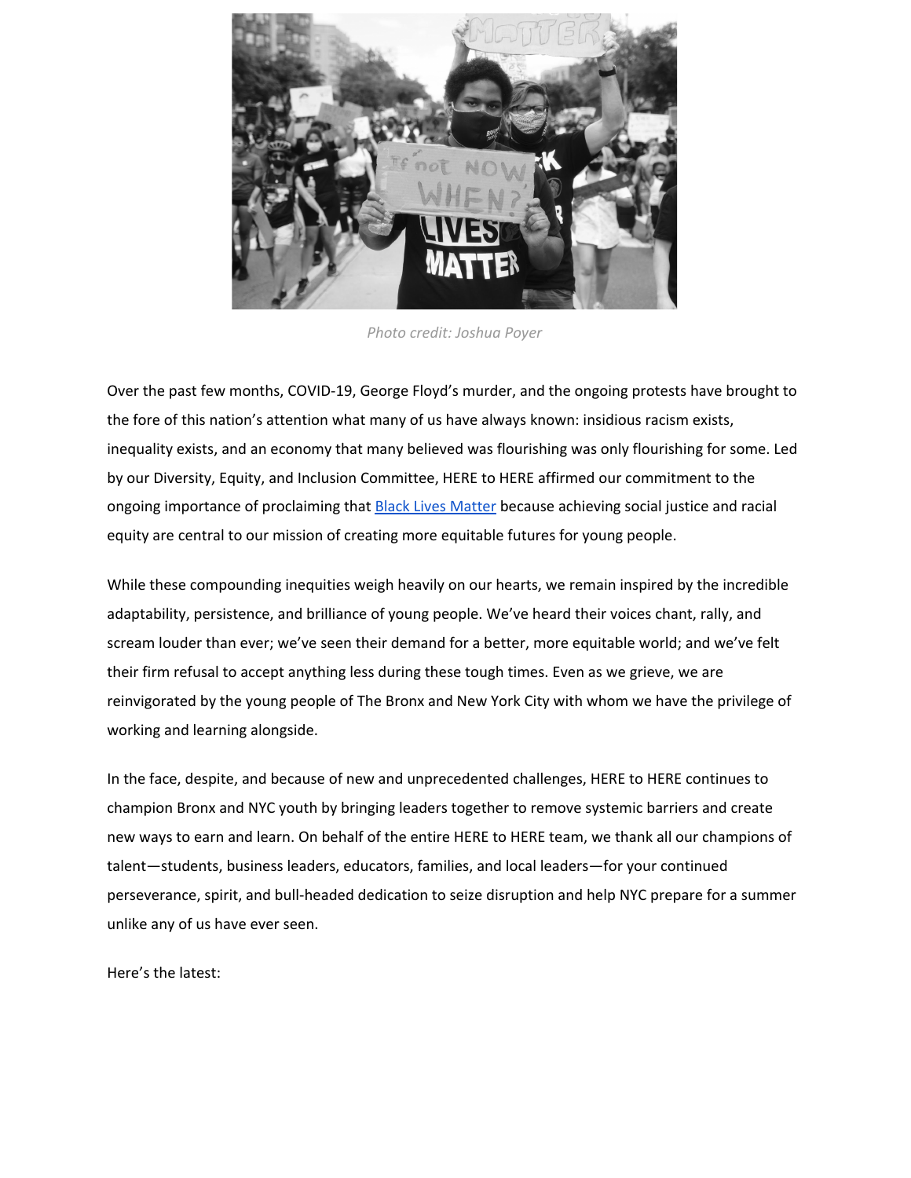*Photo credit: Joshua Poyer*

Over the past few months, COVID-19, George Floyd's murder, and the ongoing protests have brought to the fore of this nation's attention what many of us have always known: insidious racism exists, inequality exists, and an economy that many believed was flourishing was only flourishing for some. Led by our Diversity, Equity, and Inclusion Committee, HERE to HERE affirmed our commitment to the ongoing importance of proclaiming that Black Lives Matter because achieving social justice and racial equity are central to our mission of creating more equitable futures for young people.

While these compounding inequities weigh heavily on our hearts, we remain inspired by the incredible adaptability, persistence, and brilliance of young people. We've heard their voices chant, rally, and scream louder than ever; we've seen their demand for a better, more equitable world; and we've felt their firm refusal to accept anything less during these tough times. Even as we grieve, we are reinvigorated by the young people of The Bronx and New York City with whom we have the privilege of working and learning alongside.

In the face, despite, and because of new and unprecedented challenges, HERE to HERE continues to champion Bronx and NYC youth by bringing leaders together to remove systemic barriers and create new ways to earn and learn. On behalf of the entire HERE to HERE team, we thank all our champions of talent—students, business leaders, educators, families, and local leaders—for your continued perseverance, spirit, and bull-headed dedication to seize disruption and help NYC prepare for a summer unlike any of us have ever seen.

Here's the latest: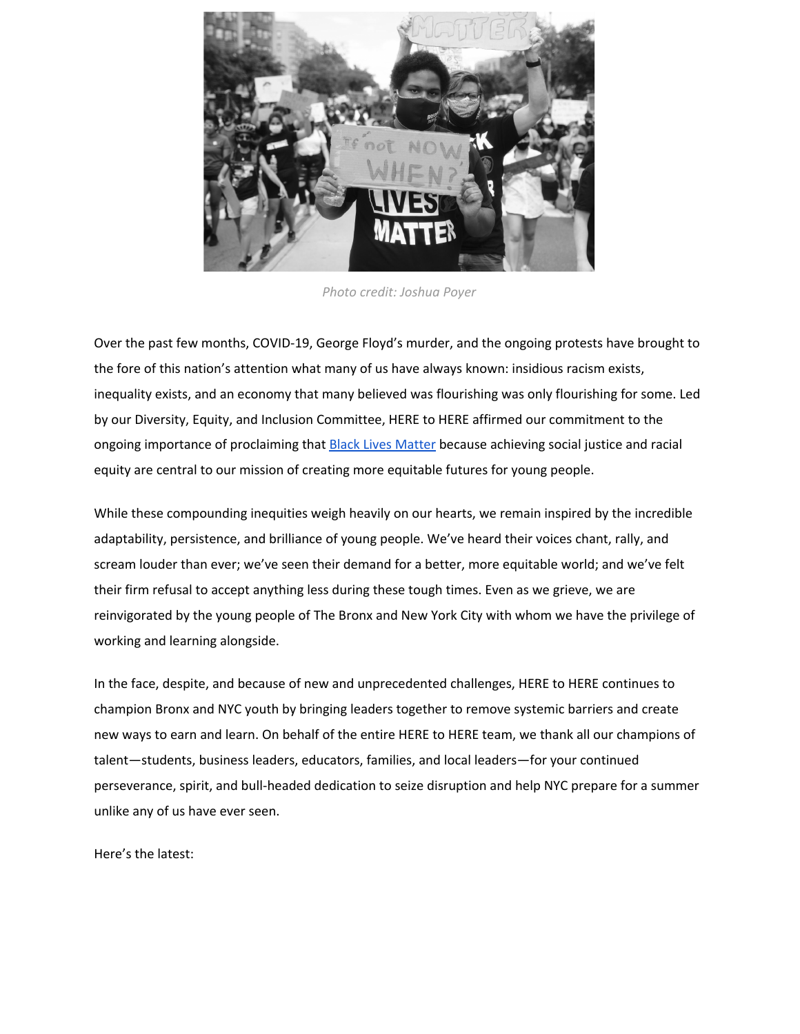*Photo credit: Joshua Poyer*

Over the past few months, COVID-19, George Floyd's murder, and the ongoing protests have brought to the fore of this nation's attention what many of us have always known: insidious racism exists, inequality exists, and an economy that many believed was flourishing was only flourishing for some. Led by our Diversity, Equity, and Inclusion Committee, HERE to HERE affirmed our commitment to the ongoing importance of proclaiming that Black Lives Matter because achieving social justice and racial equity are central to our mission of creating more equitable futures for young people.

While these compounding inequities weigh heavily on our hearts, we remain inspired by the incredible adaptability, persistence, and brilliance of young people. We've heard their voices chant, rally, and scream louder than ever; we've seen their demand for a better, more equitable world; and we've felt their firm refusal to accept anything less during these tough times. Even as we grieve, we are reinvigorated by the young people of The Bronx and New York City with whom we have the privilege of working and learning alongside.

In the face, despite, and because of new and unprecedented challenges, HERE to HERE continues to champion Bronx and NYC youth by bringing leaders together to remove systemic barriers and create new ways to earn and learn. On behalf of the entire HERE to HERE team, we thank all our champions of talent—students, business leaders, educators, families, and local leaders—for your continued perseverance, spirit, and bull-headed dedication to seize disruption and help NYC prepare for a summer unlike any of us have ever seen.

Here's the latest: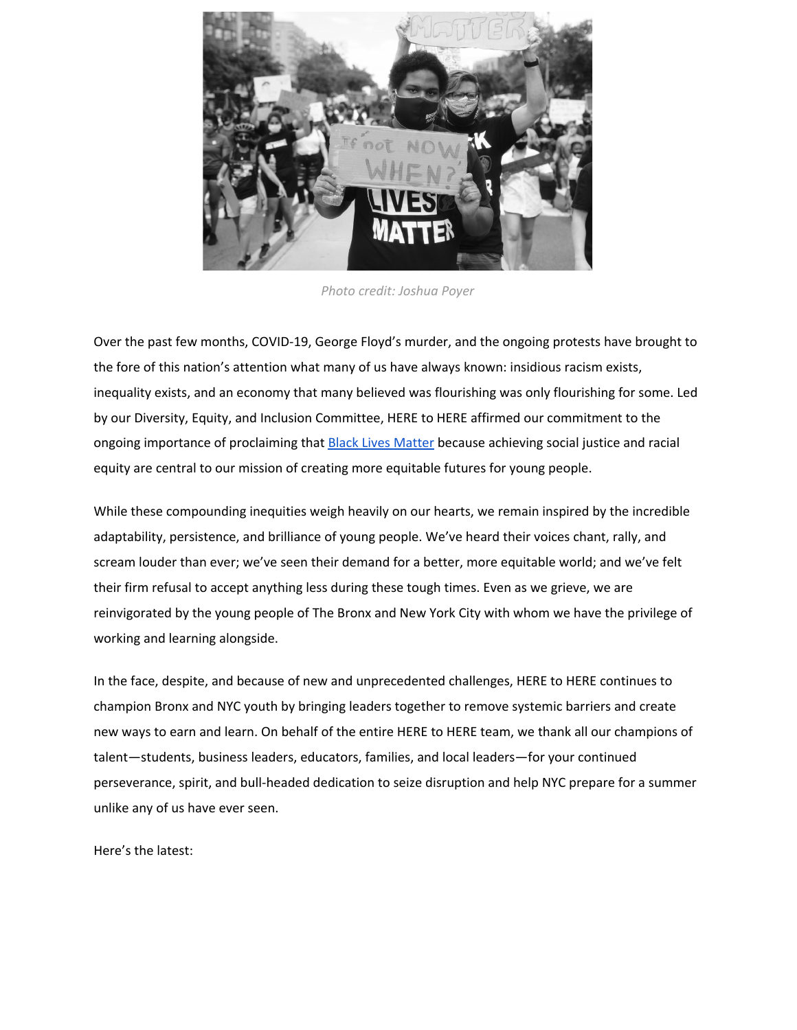*Photo credit: Joshua Poyer*

Over the past few months, COVID-19, George Floyd's murder, and the ongoing protests have brought to the fore of this nation's attention what many of us have always known: insidious racism exists, inequality exists, and an economy that many believed was flourishing was only flourishing for some. Led by our Diversity, Equity, and Inclusion Committee, HERE to HERE affirmed our commitment to the ongoing importance of proclaiming that [Black Lives Matter](#) because achieving social justice and racial equity are central to our mission of creating more equitable futures for young people.

While these compounding inequities weigh heavily on our hearts, we remain inspired by the incredible adaptability, persistence, and brilliance of young people. We've heard their voices chant, rally, and scream louder than ever; we've seen their demand for a better, more equitable world; and we've felt their firm refusal to accept anything less during these tough times. Even as we grieve, we are reinvigorated by the young people of The Bronx and New York City with whom we have the privilege of working and learning alongside.

In the face, despite, and because of new and unprecedented challenges, HERE to HERE continues to champion Bronx and NYC youth by bringing leaders together to remove systemic barriers and create new ways to earn and learn. On behalf of the entire HERE to HERE team, we thank all our champions of talent—students, business leaders, educators, families, and local leaders—for your continued perseverance, spirit, and bull-headed dedication to seize disruption and help NYC prepare for a summer unlike any of us have ever seen.

Here's the latest: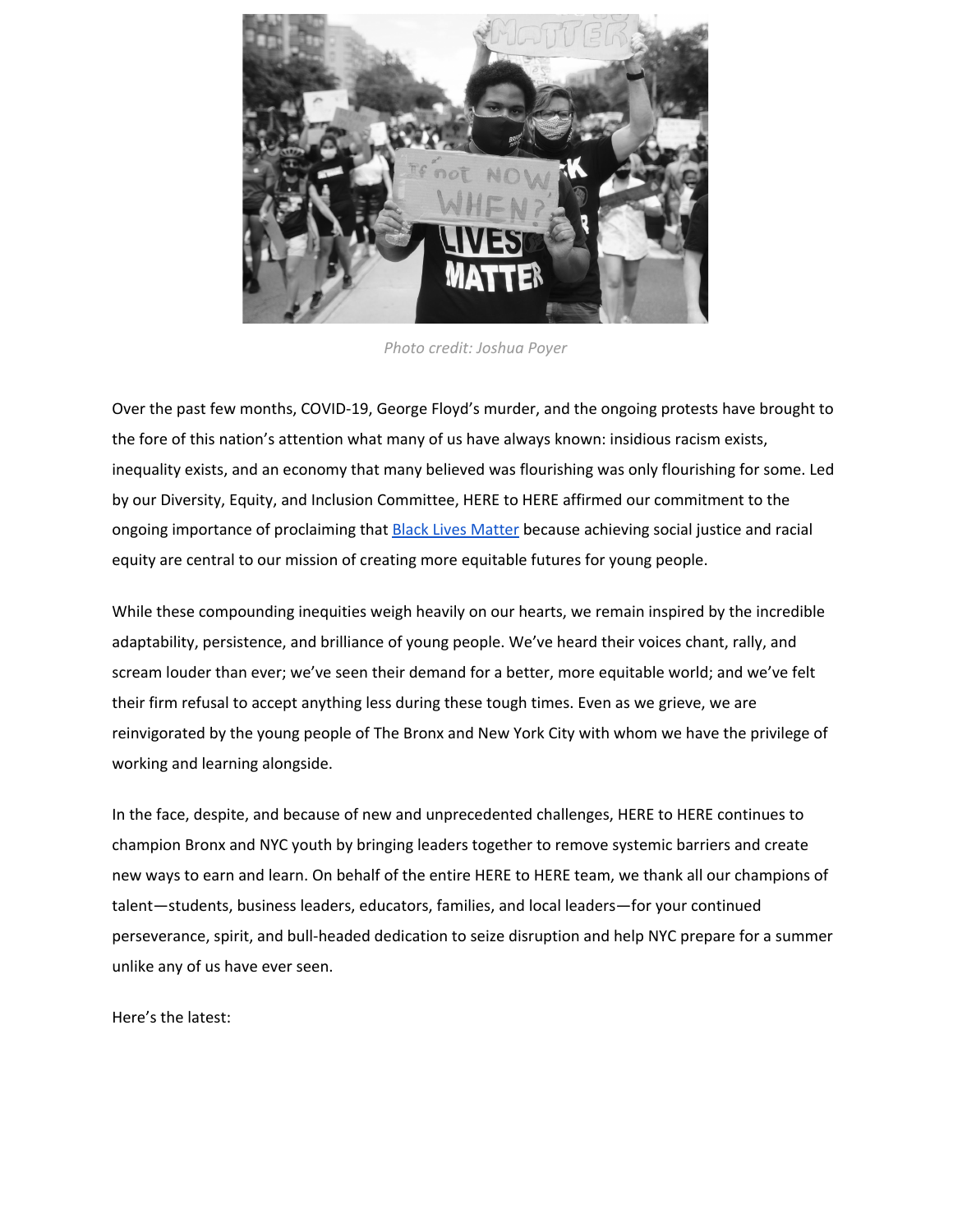*Photo credit: Joshua Poyer*

Over the past few months, COVID-19, George Floyd's murder, and the ongoing protests have brought to the fore of this nation's attention what many of us have always known: insidious racism exists, inequality exists, and an economy that many believed was flourishing was only flourishing for some. Led by our Diversity, Equity, and Inclusion Committee, HERE to HERE affirmed our commitment to the ongoing importance of proclaiming that Black Lives Matter because achieving social justice and racial equity are central to our mission of creating more equitable futures for young people.

While these compounding inequities weigh heavily on our hearts, we remain inspired by the incredible adaptability, persistence, and brilliance of young people. We've heard their voices chant, rally, and scream louder than ever; we've seen their demand for a better, more equitable world; and we've felt their firm refusal to accept anything less during these tough times. Even as we grieve, we are reinvigorated by the young people of The Bronx and New York City with whom we have the privilege of working and learning alongside.

In the face, despite, and because of new and unprecedented challenges, HERE to HERE continues to champion Bronx and NYC youth by bringing leaders together to remove systemic barriers and create new ways to earn and learn. On behalf of the entire HERE to HERE team, we thank all our champions of talent—students, business leaders, educators, families, and local leaders—for your continued perseverance, spirit, and bull-headed dedication to seize disruption and help NYC prepare for a summer unlike any of us have ever seen.

Here's the latest: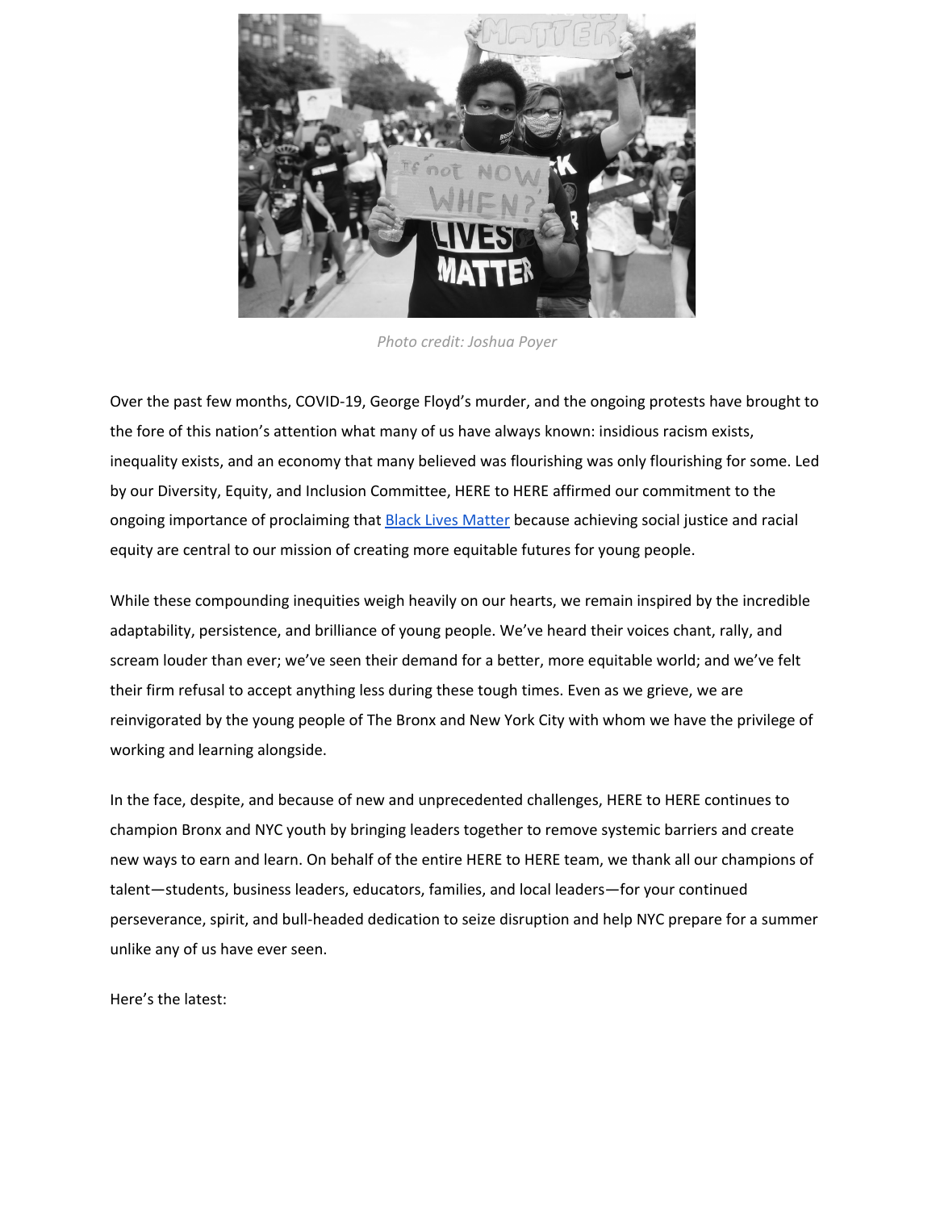*Photo credit: Joshua Poyer*

Over the past few months, COVID-19, George Floyd's murder, and the ongoing protests have brought to the fore of this nation's attention what many of us have always known: insidious racism exists, inequality exists, and an economy that many believed was flourishing was only flourishing for some. Led by our Diversity, Equity, and Inclusion Committee, HERE to HERE affirmed our commitment to the ongoing importance of proclaiming that Black Lives Matter because achieving social justice and racial equity are central to our mission of creating more equitable futures for young people.

While these compounding inequities weigh heavily on our hearts, we remain inspired by the incredible adaptability, persistence, and brilliance of young people. We've heard their voices chant, rally, and scream louder than ever; we've seen their demand for a better, more equitable world; and we've felt their firm refusal to accept anything less during these tough times. Even as we grieve, we are reinvigorated by the young people of The Bronx and New York City with whom we have the privilege of working and learning alongside.

In the face, despite, and because of new and unprecedented challenges, HERE to HERE continues to champion Bronx and NYC youth by bringing leaders together to remove systemic barriers and create new ways to earn and learn. On behalf of the entire HERE to HERE team, we thank all our champions of talent—students, business leaders, educators, families, and local leaders—for your continued perseverance, spirit, and bull-headed dedication to seize disruption and help NYC prepare for a summer unlike any of us have ever seen.

Here's the latest: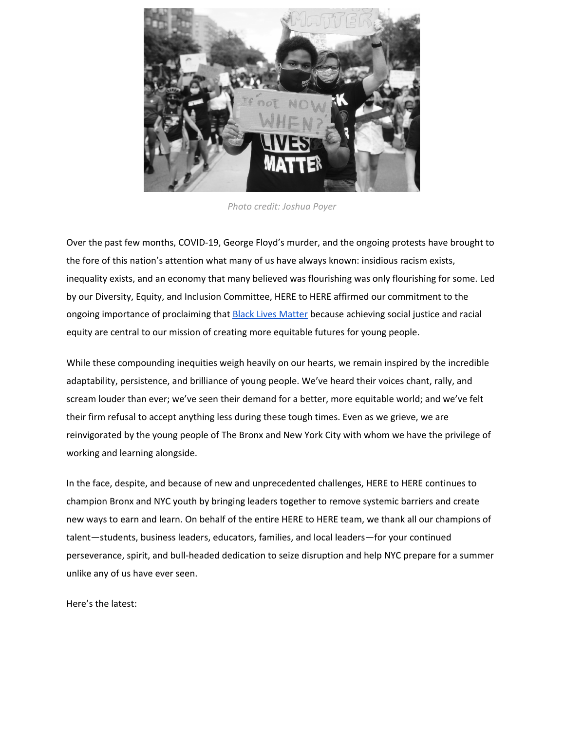*Photo credit: Joshua Poyer*

Over the past few months, COVID-19, George Floyd's murder, and the ongoing protests have brought to the fore of this nation's attention what many of us have always known: insidious racism exists, inequality exists, and an economy that many believed was flourishing was only flourishing for some. Led by our Diversity, Equity, and Inclusion Committee, HERE to HERE affirmed our commitment to the ongoing importance of proclaiming that Black Lives Matter because achieving social justice and racial equity are central to our mission of creating more equitable futures for young people.

While these compounding inequities weigh heavily on our hearts, we remain inspired by the incredible adaptability, persistence, and brilliance of young people. We've heard their voices chant, rally, and scream louder than ever; we've seen their demand for a better, more equitable world; and we've felt their firm refusal to accept anything less during these tough times. Even as we grieve, we are reinvigorated by the young people of The Bronx and New York City with whom we have the privilege of working and learning alongside.

In the face, despite, and because of new and unprecedented challenges, HERE to HERE continues to champion Bronx and NYC youth by bringing leaders together to remove systemic barriers and create new ways to earn and learn. On behalf of the entire HERE to HERE team, we thank all our champions of talent—students, business leaders, educators, families, and local leaders—for your continued perseverance, spirit, and bull-headed dedication to seize disruption and help NYC prepare for a summer unlike any of us have ever seen.

Here's the latest: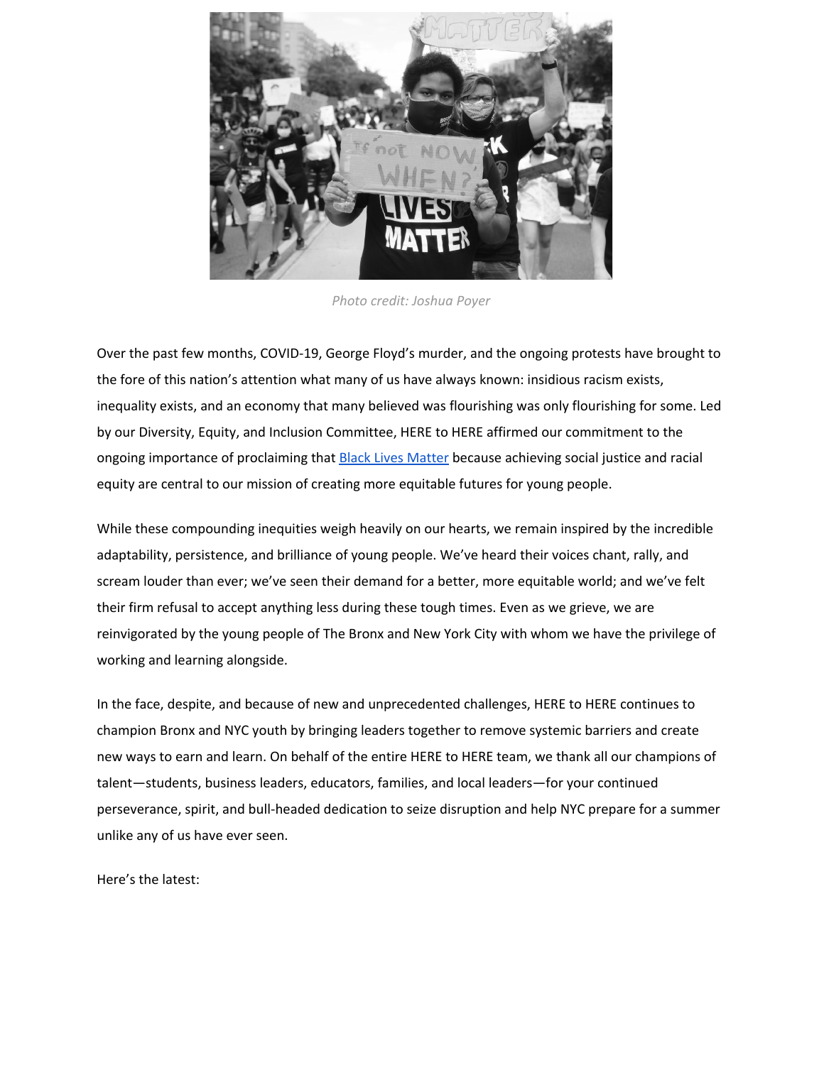Photo credit: Joshua Poyer

Over the past few months, COVID-19, George Floyd's murder, and the ongoing protests have brought to the fore of this nation's attention what many of us have always known: insidious racism exists, inequality exists, and an economy that many believed was flourishing was only flourishing for some. Led by our Diversity, Equity, and Inclusion Committee, HERE to HERE affirmed our commitment to the ongoing importance of proclaiming that Black Lives Matter because achieving social justice and racial equity are central to our mission of creating more equitable futures for young people.

While these compounding inequities weigh heavily on our hearts, we remain inspired by the incredible adaptability, persistence, and brilliance of young people. We've heard their voices chant, rally, and scream louder than ever; we've seen their demand for a better, more equitable world; and we've felt their firm refusal to accept anything less during these tough times. Even as we grieve, we are reinvigorated by the young people of The Bronx and New York City with whom we have the privilege of working and learning alongside.

In the face, despite, and because of new and unprecedented challenges, HERE to HERE continues to champion Bronx and NYC youth by bringing leaders together to remove systemic barriers and create new ways to earn and learn. On behalf of the entire HERE to HERE team, we thank all our champions of talent—students, business leaders, educators, families, and local leaders—for your continued perseverance, spirit, and bull-headed dedication to seize disruption and help NYC prepare for a summer unlike any of us have ever seen.

Here's the latest: